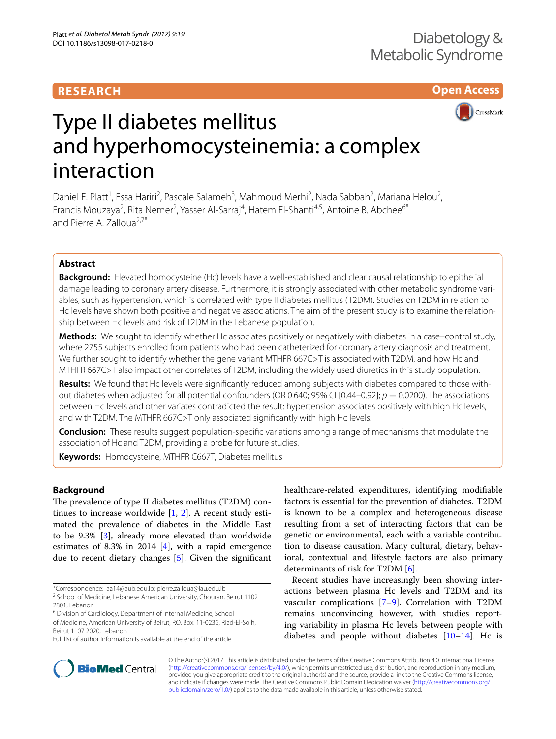RESEARCH

Open Access

# Type II diabetes mellitus and hyperhomocysteinemia: a complex interaction

Daniel E. Platt[1], Essa Hariri[2], Pascale Salameh[3], Mahmoud Merhi[2], Nada Sabbah[2], Mariana Helou[2], Francis Mouzaya[2], Rita Nemer[2], Yasser Al-Sarraj[4], Hatem El-Shanti[4,5], Antoine B. Abchee[6*] and Pierre A. Zalloua[2,7*]

## Abstract

**Background:** Elevated homocysteine (Hc) levels have a well-established and clear causal relationship to epithelial damage leading to coronary artery disease. Furthermore, it is strongly associated with other metabolic syndrome variables, such as hypertension, which is correlated with type II diabetes mellitus (T2DM). Studies on T2DM in relation to Hc levels have shown both positive and negative associations. The aim of the present study is to examine the relationship between Hc levels and risk of T2DM in the Lebanese population.

**Methods:** We sought to identify whether Hc associates positively or negatively with diabetes in a case–control study, where 2755 subjects enrolled from patients who had been catheterized for coronary artery diagnosis and treatment. We further sought to identify whether the gene variant MTHFR 667C>T is associated with T2DM, and how Hc and MTHFR 667C>T also impact other correlates of T2DM, including the widely used diuretics in this study population.

**Results:** We found that Hc levels were significantly reduced among subjects with diabetes compared to those without diabetes when adjusted for all potential confounders (OR 0.640; 95% CI [0.44–0.92]; $p = 0.0200$). The associations between Hc levels and other variates contradicted the result: hypertension associates positively with high Hc levels, and with T2DM. The MTHFR 667C>T only associated significantly with high Hc levels.

**Conclusion:** These results suggest population-specific variations among a range of mechanisms that modulate the association of Hc and T2DM, providing a probe for future studies.

**Keywords:** Homocysteine, MTHFR C667T, Diabetes mellitus

## Background

The prevalence of type II diabetes mellitus (T2DM) continues to increase worldwide [1, 2]. A recent study estimated the prevalence of diabetes in the Middle East to be 9.3% [3], already more elevated than worldwide estimates of 8.3% in 2014 [4], with a rapid emergence due to recent dietary changes [5]. Given the significant healthcare-related expenditures, identifying modifiable factors is essential for the prevention of diabetes. T2DM is known to be a complex and heterogeneous disease resulting from a set of interacting factors that can be genetic or environmental, each with a variable contribution to disease causation. Many cultural, dietary, behavioral, contextual and lifestyle factors are also primary determinants of risk for T2DM [6].

Recent studies have increasingly been showing interactions between plasma Hc levels and T2DM and its vascular complications [7–9]. Correlation with T2DM remains unconvincing however, with studies reporting variability in plasma Hc levels between people with diabetes and people without diabetes [10–14]. Hc is

*Correspondence: aa14@aub.edu.lb; pierre.zalloua@lau.edu.lb
[2] School of Medicine, Lebanese American University, Chouran, Beirut 1102 2801, Lebanon
[6] Division of Cardiology, Department of Internal Medicine, School of Medicine, American University of Beirut, P.O. Box: 11-0236, Riad-El-Solh, Beirut 1107 2020, Lebanon
Full list of author information is available at the end of the article

© The Author(s) 2017. This article is distributed under the terms of the Creative Commons Attribution 4.0 International License (http://creativecommons.org/licenses/by/4.0/), which permits unrestricted use, distribution, and reproduction in any medium, provided you give appropriate credit to the original author(s) and the source, provide a link to the Creative Commons license, and indicate if changes were made. The Creative Commons Public Domain Dedication waiver (http://creativecommons.org/publicdomain/zero/1.0/) applies to the data made available in this article, unless otherwise stated.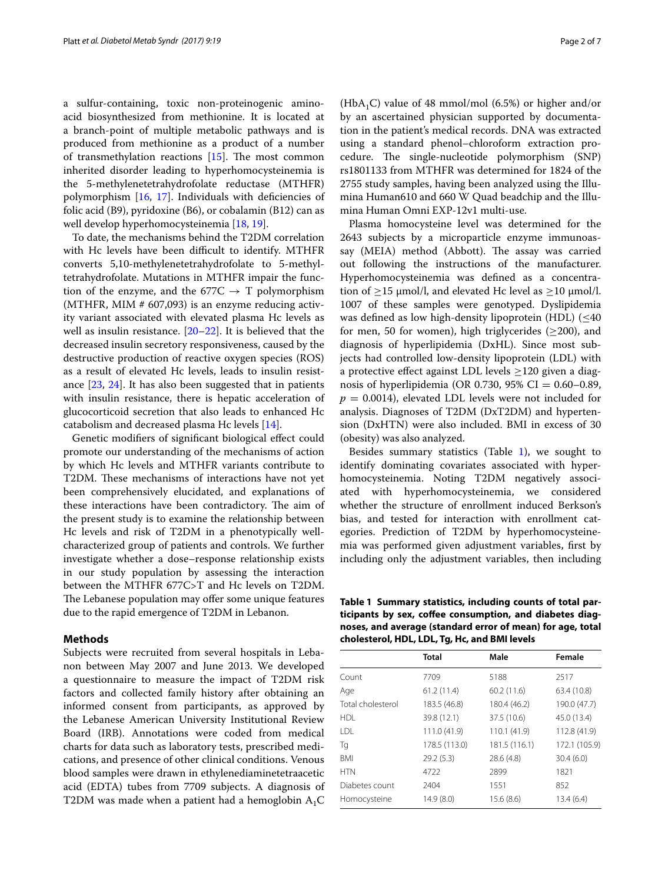a sulfur-containing, toxic non-proteinogenic amino-acid biosynthesized from methionine. It is located at a branch-point of multiple metabolic pathways and is produced from methionine as a product of a number of transmethylation reactions [15]. The most common inherited disorder leading to hyperhomocysteinemia is the 5-methylenetetrahydrofolate reductase (MTHFR) polymorphism [16, 17]. Individuals with deficiencies of folic acid (B9), pyridoxine (B6), or cobalamin (B12) can as well develop hyperhomocysteinemia [18, 19].

To date, the mechanisms behind the T2DM correlation with Hc levels have been difficult to identify. MTHFR converts 5,10-methylenetetrahydrofolate to 5-methyltetrahydrofolate. Mutations in MTHFR impair the function of the enzyme, and the 677C $\rightarrow$ T polymorphism (MTHFR, MIM # 607,093) is an enzyme reducing activity variant associated with elevated plasma Hc levels as well as insulin resistance. [20–22]. It is believed that the decreased insulin secretory responsiveness, caused by the destructive production of reactive oxygen species (ROS) as a result of elevated Hc levels, leads to insulin resistance [23, 24]. It has also been suggested that in patients with insulin resistance, there is hepatic acceleration of glucocorticoid secretion that also leads to enhanced Hc catabolism and decreased plasma Hc levels [14].

Genetic modifiers of significant biological effect could promote our understanding of the mechanisms of action by which Hc levels and MTHFR variants contribute to T2DM. These mechanisms of interactions have not yet been comprehensively elucidated, and explanations of these interactions have been contradictory. The aim of the present study is to examine the relationship between Hc levels and risk of T2DM in a phenotypically well-characterized group of patients and controls. We further investigate whether a dose–response relationship exists in our study population by assessing the interaction between the MTHFR 677C>T and Hc levels on T2DM. The Lebanese population may offer some unique features due to the rapid emergence of T2DM in Lebanon.

## Methods

Subjects were recruited from several hospitals in Lebanon between May 2007 and June 2013. We developed a questionnaire to measure the impact of T2DM risk factors and collected family history after obtaining an informed consent from participants, as approved by the Lebanese American University Institutional Review Board (IRB). Annotations were coded from medical charts for data such as laboratory tests, prescribed medications, and presence of other clinical conditions. Venous blood samples were drawn in ethylenediaminetetraacetic acid (EDTA) tubes from 7709 subjects. A diagnosis of T2DM was made when a patient had a hemoglobin $A_1C$ ($HbA_1C$) value of 48 mmol/mol (6.5%) or higher and/or by an ascertained physician supported by documentation in the patient's medical records. DNA was extracted using a standard phenol–chloroform extraction procedure. The single-nucleotide polymorphism (SNP) rs1801133 from MTHFR was determined for 1824 of the 2755 study samples, having been analyzed using the Illumina Human610 and 660 W Quad beadchip and the Illumina Human Omni EXP-12v1 multi-use.

Plasma homocysteine level was determined for the 2643 subjects by a microparticle enzyme immunoassay (MEIA) method (Abbott). The assay was carried out following the instructions of the manufacturer. Hyperhomocysteinemia was defined as a concentration of $\geq$15 μmol/l, and elevated Hc level as $\geq$10 μmol/l. 1007 of these samples were genotyped. Dyslipidemia was defined as low high-density lipoprotein (HDL) ($\leq$40 for men, 50 for women), high triglycerides ($\geq$200), and diagnosis of hyperlipidemia (DxHL). Since most subjects had controlled low-density lipoprotein (LDL) with a protective effect against LDL levels $\geq$120 given a diagnosis of hyperlipidemia (OR 0.730, 95% CI = 0.60–0.89, $p = 0.0014$), elevated LDL levels were not included for analysis. Diagnoses of T2DM (DxT2DM) and hypertension (DxHTN) were also included. BMI in excess of 30 (obesity) was also analyzed.

Besides summary statistics (Table 1), we sought to identify dominating covariates associated with hyperhomocysteinemia. Noting T2DM negatively associated with hyperhomocysteinemia, we considered whether the structure of enrollment induced Berkson's bias, and tested for interaction with enrollment categories. Prediction of T2DM by hyperhomocysteinemia was performed given adjustment variables, first by including only the adjustment variables, then including

**Table 1 Summary statistics, including counts of total participants by sex, coffee consumption, and diabetes diagnoses, and average (standard error of mean) for age, total cholesterol, HDL, LDL, Tg, Hc, and BMI levels**

| | Total | Male | Female |
|---|---|---|---|
| Count | 7709 | 5188 | 2517 |
| Age | 61.2 (11.4) | 60.2 (11.6) | 63.4 (10.8) |
| Total cholesterol | 183.5 (46.8) | 180.4 (46.2) | 190.0 (47.7) |
| HDL | 39.8 (12.1) | 37.5 (10.6) | 45.0 (13.4) |
| LDL | 111.0 (41.9) | 110.1 (41.9) | 112.8 (41.9) |
| Tg | 178.5 (113.0) | 181.5 (116.1) | 172.1 (105.9) |
| BMI | 29.2 (5.3) | 28.6 (4.8) | 30.4 (6.0) |
| HTN | 4722 | 2899 | 1821 |
| Diabetes count | 2404 | 1551 | 852 |
| Homocysteine | 14.9 (8.0) | 15.6 (8.6) | 13.4 (6.4) |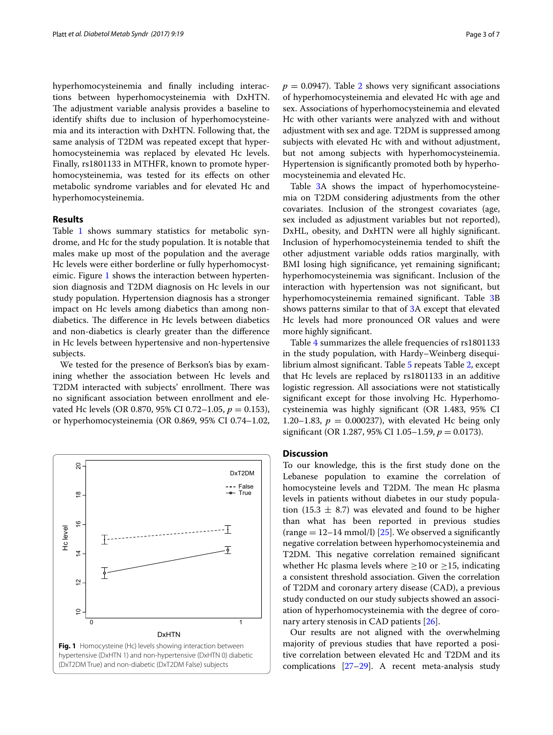hyperhomocysteinemia and finally including interactions between hyperhomocysteinemia with DxHTN. The adjustment variable analysis provides a baseline to identify shifts due to inclusion of hyperhomocysteinemia and its interaction with DxHTN. Following that, the same analysis of T2DM was repeated except that hyperhomocysteinemia was replaced by elevated Hc levels. Finally, rs1801133 in MTHFR, known to promote hyperhomocysteinemia, was tested for its effects on other metabolic syndrome variables and for elevated Hc and hyperhomocysteinemia.

## Results

Table 1 shows summary statistics for metabolic syndrome, and Hc for the study population. It is notable that males make up most of the population and the average Hc levels were either borderline or fully hyperhomocysteimic. Figure 1 shows the interaction between hypertension diagnosis and T2DM diagnosis on Hc levels in our study population. Hypertension diagnosis has a stronger impact on Hc levels among diabetics than among non-diabetics. The difference in Hc levels between diabetics and non-diabetics is clearly greater than the difference in Hc levels between hypertensive and non-hypertensive subjects.

We tested for the presence of Berkson's bias by examining whether the association between Hc levels and T2DM interacted with subjects' enrollment. There was no significant association between enrollment and elevated Hc levels (OR 0.870, 95% CI 0.72–1.05, $p = 0.153$), or hyperhomocysteinemia (OR 0.869, 95% CI 0.74–1.02, $p = 0.0947$). Table 2 shows very significant associations of hyperhomocysteinemia and elevated Hc with age and sex. Associations of hyperhomocysteinemia and elevated Hc with other variants were analyzed with and without adjustment with sex and age. T2DM is suppressed among subjects with elevated Hc with and without adjustment, but not among subjects with hyperhomocysteinemia. Hypertension is significantly promoted both by hyperhomocysteinemia and elevated Hc.

Table 3A shows the impact of hyperhomocysteinemia on T2DM considering adjustments from the other covariates. Inclusion of the strongest covariates (age, sex included as adjustment variables but not reported), DxHL, obesity, and DxHTN were all highly significant. Inclusion of hyperhomocysteinemia tended to shift the other adjustment variable odds ratios marginally, with BMI losing high significance, yet remaining significant; hyperhomocysteinemia was significant. Inclusion of the interaction with hypertension was not significant, but hyperhomocysteinemia remained significant. Table 3B shows patterns similar to that of 3A except that elevated Hc levels had more pronounced OR values and were more highly significant.

Table 4 summarizes the allele frequencies of rs1801133 in the study population, with Hardy–Weinberg disequilibrium almost significant. Table 5 repeats Table 2, except that Hc levels are replaced by rs1801133 in an additive logistic regression. All associations were not statistically significant except for those involving Hc. Hyperhomocysteinemia was highly significant (OR 1.483, 95% CI 1.20–1.83, $p = 0.000237$), with elevated Hc being only significant (OR 1.287, 95% CI 1.05–1.59, $p = 0.0173$).

**Fig. 1** Homocysteine (Hc) levels showing interaction between hypertensive (DxHTN 1) and non-hypertensive (DxHTN 0) diabetic (DxT2DM True) and non-diabetic (DxT2DM False) subjects

## Discussion

To our knowledge, this is the first study done on the Lebanese population to examine the correlation of homocysteine levels and T2DM. The mean Hc plasma levels in patients without diabetes in our study population ($15.3 \pm 8.7$) was elevated and found to be higher than what has been reported in previous studies (range = 12–14 mmol/l) [25]. We observed a significantly negative correlation between hyperhomocysteinemia and T2DM. This negative correlation remained significant whether Hc plasma levels where $\geq 10$ or $\geq 15$, indicating a consistent threshold association. Given the correlation of T2DM and coronary artery disease (CAD), a previous study conducted on our study subjects showed an association of hyperhomocysteinemia with the degree of coronary artery stenosis in CAD patients [26].

Our results are not aligned with the overwhelming majority of previous studies that have reported a positive correlation between elevated Hc and T2DM and its complications [27–29]. A recent meta-analysis study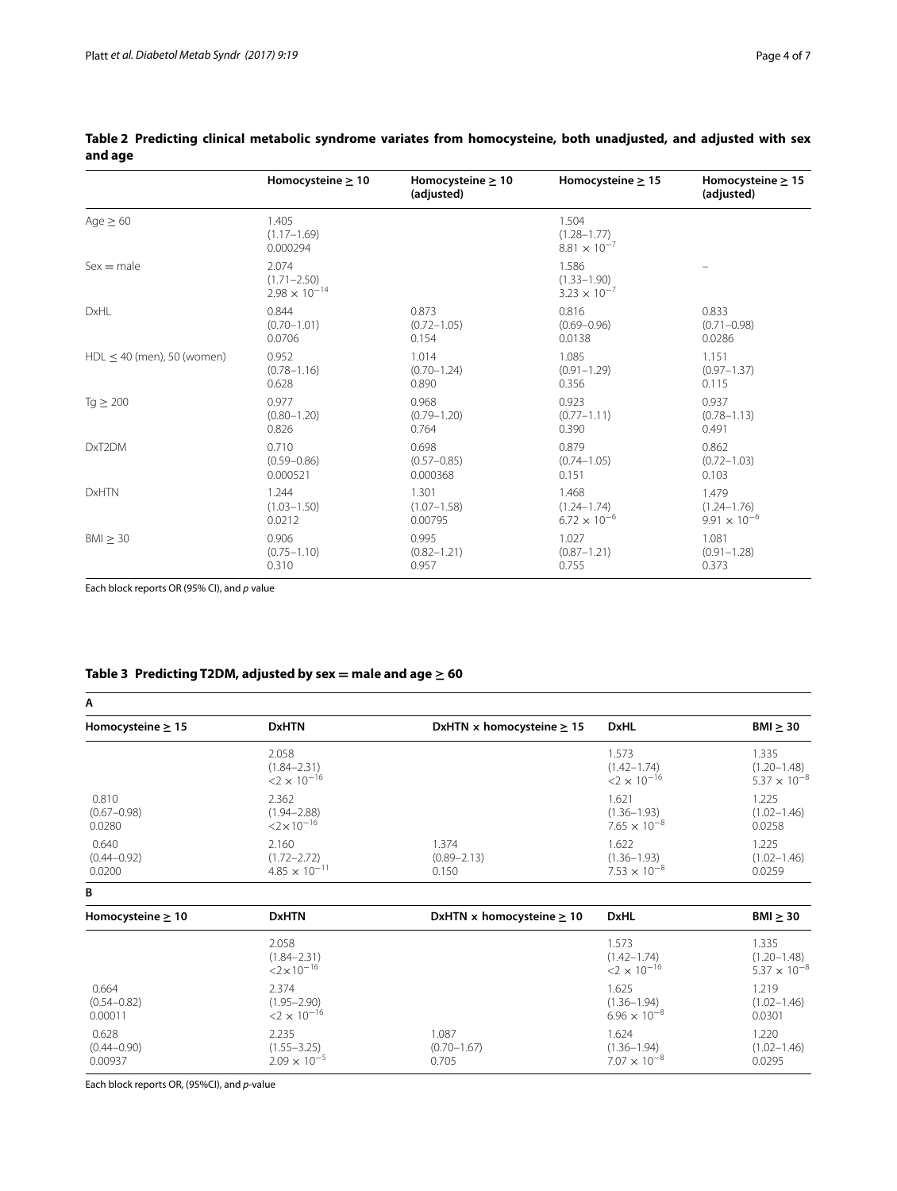**Table 2 Predicting clinical metabolic syndrome variates from homocysteine, both unadjusted, and adjusted with sex and age**

| | Homocysteine ≥ 10 | Homocysteine ≥ 10 (adjusted) | Homocysteine ≥ 15 | Homocysteine ≥ 15 (adjusted) |
|---|---|---|---|---|
| Age ≥ 60 | 1.405 (1.17–1.69) 0.000294 | | 1.504 (1.28–1.77) $8.81 \times 10^{-7}$ | |
| Sex = male | 2.074 (1.71–2.50) $2.98 \times 10^{-14}$ | | 1.586 (1.33–1.90) $3.23 \times 10^{-7}$ | – |
| DxHL | 0.844 (0.70–1.01) 0.0706 | 0.873 (0.72–1.05) 0.154 | 0.816 (0.69–0.96) 0.0138 | 0.833 (0.71–0.98) 0.0286 |
| HDL ≤ 40 (men), 50 (women) | 0.952 (0.78–1.16) 0.628 | 1.014 (0.70–1.24) 0.890 | 1.085 (0.91–1.29) 0.356 | 1.151 (0.97–1.37) 0.115 |
| Tg ≥ 200 | 0.977 (0.80–1.20) 0.826 | 0.968 (0.79–1.20) 0.764 | 0.923 (0.77–1.11) 0.390 | 0.937 (0.78–1.13) 0.491 |
| DxT2DM | 0.710 (0.59–0.86) 0.000521 | 0.698 (0.57–0.85) 0.000368 | 0.879 (0.74–1.05) 0.151 | 0.862 (0.72–1.03) 0.103 |
| DxHTN | 1.244 (1.03–1.50) 0.0212 | 1.301 (1.07–1.58) 0.00795 | 1.468 (1.24–1.74) $6.72 \times 10^{-6}$ | 1.479 (1.24–1.76) $9.91 \times 10^{-6}$ |
| BMI ≥ 30 | 0.906 (0.75–1.10) 0.310 | 0.995 (0.82–1.21) 0.957 | 1.027 (0.87–1.21) 0.755 | 1.081 (0.91–1.28) 0.373 |

Each block reports OR (95% CI), and *p* value

**Table 3 Predicting T2DM, adjusted by sex = male and age ≥ 60**

**A**

| Homocysteine ≥ 15 | DxHTN | DxHTN × homocysteine ≥ 15 | DxHL | BMI ≥ 30 |
|---|---|---|---|---|
| | 2.058 (1.84–2.31) $<2 \times 10^{-16}$ | | 1.573 (1.42–1.74) $<2 \times 10^{-16}$ | 1.335 (1.20–1.48) $5.37 \times 10^{-8}$ |
| 0.810 (0.67–0.98) 0.0280 | 2.362 (1.94–2.88) $<2 \times 10^{-16}$ | | 1.621 (1.36–1.93) $7.65 \times 10^{-8}$ | 1.225 (1.02–1.46) 0.0258 |
| 0.640 (0.44–0.92) 0.0200 | 2.160 (1.72–2.72) $4.85 \times 10^{-11}$ | 1.374 (0.89–2.13) 0.150 | 1.622 (1.36–1.93) $7.53 \times 10^{-8}$ | 1.225 (1.02–1.46) 0.0259 |

**B**

| Homocysteine ≥ 10 | DxHTN | DxHTN × homocysteine ≥ 10 | DxHL | BMI ≥ 30 |
|---|---|---|---|---|
| | 2.058 (1.84–2.31) $<2 \times 10^{-16}$ | | 1.573 (1.42–1.74) $<2 \times 10^{-16}$ | 1.335 (1.20–1.48) $5.37 \times 10^{-8}$ |
| 0.664 (0.54–0.82) 0.00011 | 2.374 (1.95–2.90) $<2 \times 10^{-16}$ | | 1.625 (1.36–1.94) $6.96 \times 10^{-8}$ | 1.219 (1.02–1.46) 0.0301 |
| 0.628 (0.44–0.90) 0.00937 | 2.235 (1.55–3.25) $2.09 \times 10^{-5}$ | 1.087 (0.70–1.67) 0.705 | 1.624 (1.36–1.94) $7.07 \times 10^{-8}$ | 1.220 (1.02–1.46) 0.0295 |

Each block reports OR, (95%CI), and *p*-value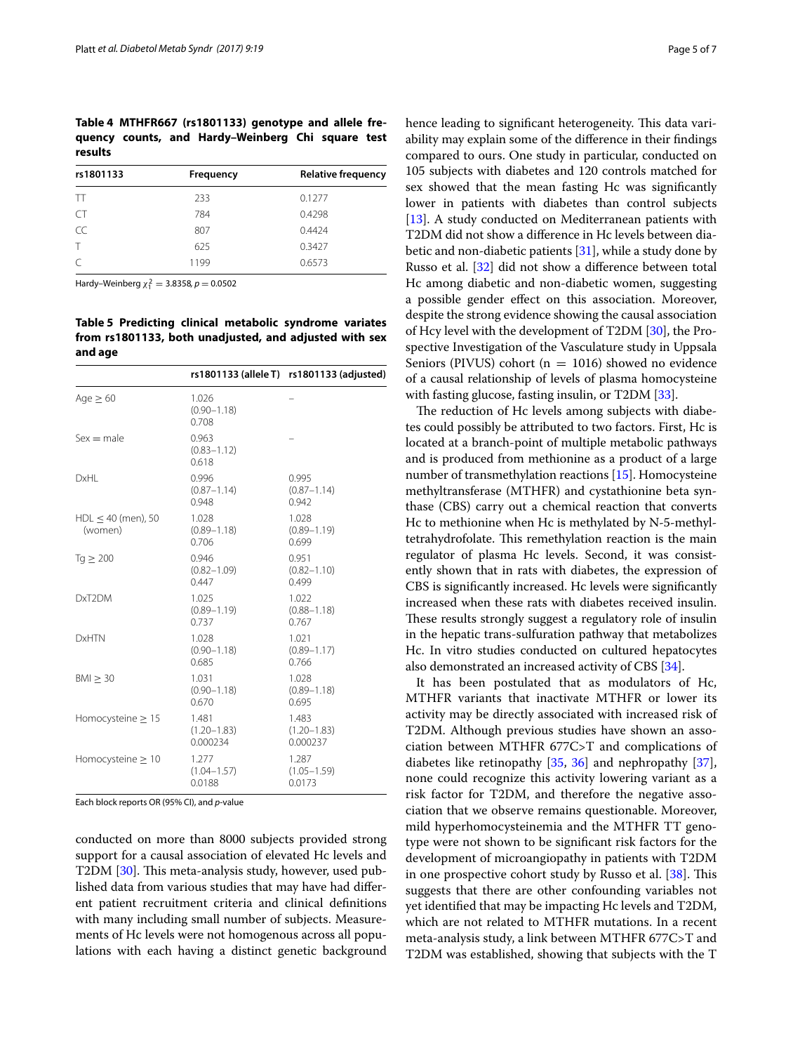**Table 4 MTHFR667 (rs1801133) genotype and allele frequency counts, and Hardy–Weinberg Chi square test results**

| rs1801133 | Frequency | Relative frequency |
|---|---|---|
| TT | 233 | 0.1277 |
| CT | 784 | 0.4298 |
| CC | 807 | 0.4424 |
| T | 625 | 0.3427 |
| C | 1199 | 0.6573 |

Hardy–Weinberg $\chi_1^2 = 3.8358$, $p = 0.0502$

**Table 5 Predicting clinical metabolic syndrome variates from rs1801133, both unadjusted, and adjusted with sex and age**

| | rs1801133 (allele T) | rs1801133 (adjusted) |
|---|---|---|
| Age ≥ 60 | 1.026 (0.90–1.18) 0.708 | – |
| Sex = male | 0.963 (0.83–1.12) 0.618 | – |
| DxHL | 0.996 (0.87–1.14) 0.948 | 0.995 (0.87–1.14) 0.942 |
| HDL ≤ 40 (men), 50 (women) | 1.028 (0.89–1.18) 0.706 | 1.028 (0.89–1.19) 0.699 |
| Tg ≥ 200 | 0.946 (0.82–1.09) 0.447 | 0.951 (0.82–1.10) 0.499 |
| DxT2DM | 1.025 (0.89–1.19) 0.737 | 1.022 (0.88–1.18) 0.767 |
| DxHTN | 1.028 (0.90–1.18) 0.685 | 1.021 (0.89–1.17) 0.766 |
| BMI ≥ 30 | 1.031 (0.90–1.18) 0.670 | 1.028 (0.89–1.18) 0.695 |
| Homocysteine ≥ 15 | 1.481 (1.20–1.83) 0.000234 | 1.483 (1.20–1.83) 0.000237 |
| Homocysteine ≥ 10 | 1.277 (1.04–1.57) 0.0188 | 1.287 (1.05–1.59) 0.0173 |

Each block reports OR (95% CI), and *p*-value

conducted on more than 8000 subjects provided strong support for a causal association of elevated Hc levels and T2DM [30]. This meta-analysis study, however, used published data from various studies that may have had different patient recruitment criteria and clinical definitions with many including small number of subjects. Measurements of Hc levels were not homogenous across all populations with each having a distinct genetic background hence leading to significant heterogeneity. This data variability may explain some of the difference in their findings compared to ours. One study in particular, conducted on 105 subjects with diabetes and 120 controls matched for sex showed that the mean fasting Hc was significantly lower in patients with diabetes than control subjects [13]. A study conducted on Mediterranean patients with T2DM did not show a difference in Hc levels between diabetic and non-diabetic patients [31], while a study done by Russo et al. [32] did not show a difference between total Hc among diabetic and non-diabetic women, suggesting a possible gender effect on this association. Moreover, despite the strong evidence showing the causal association of Hcy level with the development of T2DM [30], the Prospective Investigation of the Vasculature study in Uppsala Seniors (PIVUS) cohort (n = 1016) showed no evidence of a causal relationship of levels of plasma homocysteine with fasting glucose, fasting insulin, or T2DM [33].

The reduction of Hc levels among subjects with diabetes could possibly be attributed to two factors. First, Hc is located at a branch-point of multiple metabolic pathways and is produced from methionine as a product of a large number of transmethylation reactions [15]. Homocysteine methyltransferase (MTHFR) and cystathionine beta synthase (CBS) carry out a chemical reaction that converts Hc to methionine when Hc is methylated by N-5-methyltetrahydrofolate. This remethylation reaction is the main regulator of plasma Hc levels. Second, it was consistently shown that in rats with diabetes, the expression of CBS is significantly increased. Hc levels were significantly increased when these rats with diabetes received insulin. These results strongly suggest a regulatory role of insulin in the hepatic trans-sulfuration pathway that metabolizes Hc. In vitro studies conducted on cultured hepatocytes also demonstrated an increased activity of CBS [34].

It has been postulated that as modulators of Hc, MTHFR variants that inactivate MTHFR or lower its activity may be directly associated with increased risk of T2DM. Although previous studies have shown an association between MTHFR 677C>T and complications of diabetes like retinopathy [35, 36] and nephropathy [37], none could recognize this activity lowering variant as a risk factor for T2DM, and therefore the negative association that we observe remains questionable. Moreover, mild hyperhomocysteinemia and the MTHFR TT genotype were not shown to be significant risk factors for the development of microangiopathy in patients with T2DM in one prospective cohort study by Russo et al. [38]. This suggests that there are other confounding variables not yet identified that may be impacting Hc levels and T2DM, which are not related to MTHFR mutations. In a recent meta-analysis study, a link between MTHFR 677C>T and T2DM was established, showing that subjects with the T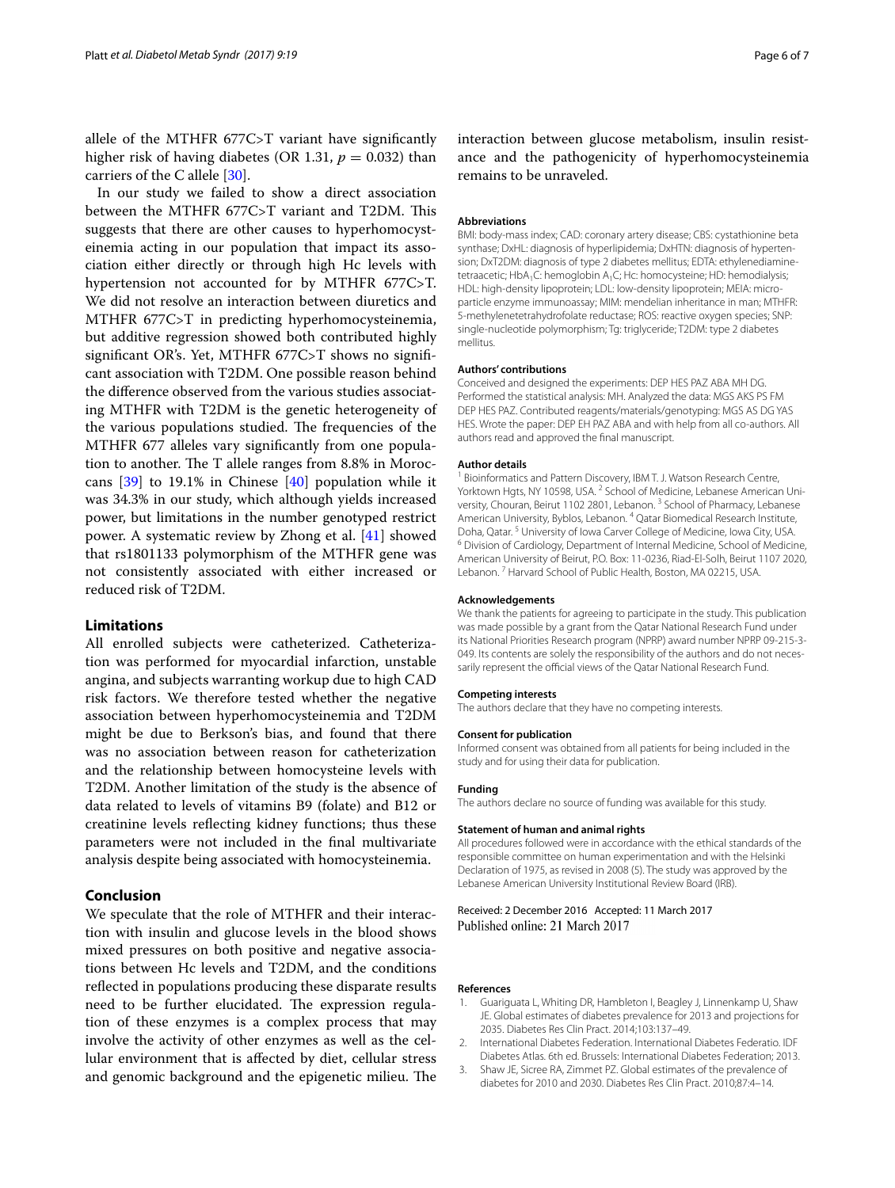allele of the MTHFR 677C>T variant have significantly higher risk of having diabetes (OR 1.31, $p = 0.032$) than carriers of the C allele [30].

In our study we failed to show a direct association between the MTHFR 677C>T variant and T2DM. This suggests that there are other causes to hyperhomocysteinemia acting in our population that impact its association either directly or through high Hc levels with hypertension not accounted for by MTHFR 677C>T. We did not resolve an interaction between diuretics and MTHFR 677C>T in predicting hyperhomocysteinemia, but additive regression showed both contributed highly significant OR's. Yet, MTHFR 677C>T shows no significant association with T2DM. One possible reason behind the difference observed from the various studies associating MTHFR with T2DM is the genetic heterogeneity of the various populations studied. The frequencies of the MTHFR 677 alleles vary significantly from one population to another. The T allele ranges from 8.8% in Moroccans [39] to 19.1% in Chinese [40] population while it was 34.3% in our study, which although yields increased power, but limitations in the number genotyped restrict power. A systematic review by Zhong et al. [41] showed that rs1801133 polymorphism of the MTHFR gene was not consistently associated with either increased or reduced risk of T2DM.

## Limitations

All enrolled subjects were catheterized. Catheterization was performed for myocardial infarction, unstable angina, and subjects warranting workup due to high CAD risk factors. We therefore tested whether the negative association between hyperhomocysteinemia and T2DM might be due to Berkson's bias, and found that there was no association between reason for catheterization and the relationship between homocysteine levels with T2DM. Another limitation of the study is the absence of data related to levels of vitamins B9 (folate) and B12 or creatinine levels reflecting kidney functions; thus these parameters were not included in the final multivariate analysis despite being associated with homocysteinemia.

## Conclusion

We speculate that the role of MTHFR and their interaction with insulin and glucose levels in the blood shows mixed pressures on both positive and negative associations between Hc levels and T2DM, and the conditions reflected in populations producing these disparate results need to be further elucidated. The expression regulation of these enzymes is a complex process that may involve the activity of other enzymes as well as the cellular environment that is affected by diet, cellular stress and genomic background and the epigenetic milieu. The interaction between glucose metabolism, insulin resistance and the pathogenicity of hyperhomocysteinemia remains to be unraveled.

### Abbreviations

BMI: body-mass index; CAD: coronary artery disease; CBS: cystathionine beta synthase; DxHL: diagnosis of hyperlipidemia; DxHTN: diagnosis of hypertension; DxT2DM: diagnosis of type 2 diabetes mellitus; EDTA: ethylenediaminetetraacetic; $HbA_1C$: hemoglobin $A_1C$; Hc: homocysteine; HD: hemodialysis; HDL: high-density lipoprotein; LDL: low-density lipoprotein; MEIA: microparticle enzyme immunoassay; MIM: mendelian inheritance in man; MTHFR: 5-methylenetetrahydrofolate reductase; ROS: reactive oxygen species; SNP: single-nucleotide polymorphism; Tg: triglyceride; T2DM: type 2 diabetes mellitus.

### Authors' contributions

Conceived and designed the experiments: DEP HES PAZ ABA MH DG. Performed the statistical analysis: MH. Analyzed the data: MGS AKS PS FM DEP HES PAZ. Contributed reagents/materials/genotyping: MGS AS DG YAS HES. Wrote the paper: DEP EH PAZ ABA and with help from all co-authors. All authors read and approved the final manuscript.

### Author details

[1] Bioinformatics and Pattern Discovery, IBM T. J. Watson Research Centre, Yorktown Hgts, NY 10598, USA. [2] School of Medicine, Lebanese American University, Chouran, Beirut 1102 2801, Lebanon. [3] School of Pharmacy, Lebanese American University, Byblos, Lebanon. [4] Qatar Biomedical Research Institute, Doha, Qatar. [5] University of Iowa Carver College of Medicine, Iowa City, USA. [6] Division of Cardiology, Department of Internal Medicine, School of Medicine, American University of Beirut, P.O. Box: 11-0236, Riad-El-Solh, Beirut 1107 2020, Lebanon. [7] Harvard School of Public Health, Boston, MA 02215, USA.

### Acknowledgements

We thank the patients for agreeing to participate in the study. This publication was made possible by a grant from the Qatar National Research Fund under its National Priorities Research program (NPRP) award number NPRP 09-215-3-049. Its contents are solely the responsibility of the authors and do not necessarily represent the official views of the Qatar National Research Fund.

### Competing interests

The authors declare that they have no competing interests.

### Consent for publication

Informed consent was obtained from all patients for being included in the study and for using their data for publication.

### Funding

The authors declare no source of funding was available for this study.

### Statement of human and animal rights

All procedures followed were in accordance with the ethical standards of the responsible committee on human experimentation and with the Helsinki Declaration of 1975, as revised in 2008 (5). The study was approved by the Lebanese American University Institutional Review Board (IRB).

Received: 2 December 2016 Accepted: 11 March 2017
Published online: 21 March 2017

### References

1. Guariguata L, Whiting DR, Hambleton I, Beagley J, Linnenkamp U, Shaw JE. Global estimates of diabetes prevalence for 2013 and projections for 2035. Diabetes Res Clin Pract. 2014;103:137–49.
2. International Diabetes Federation. International Diabetes Federatio. IDF Diabetes Atlas. 6th ed. Brussels: International Diabetes Federation; 2013.
3. Shaw JE, Sicree RA, Zimmet PZ. Global estimates of the prevalence of diabetes for 2010 and 2030. Diabetes Res Clin Pract. 2010;87:4–14.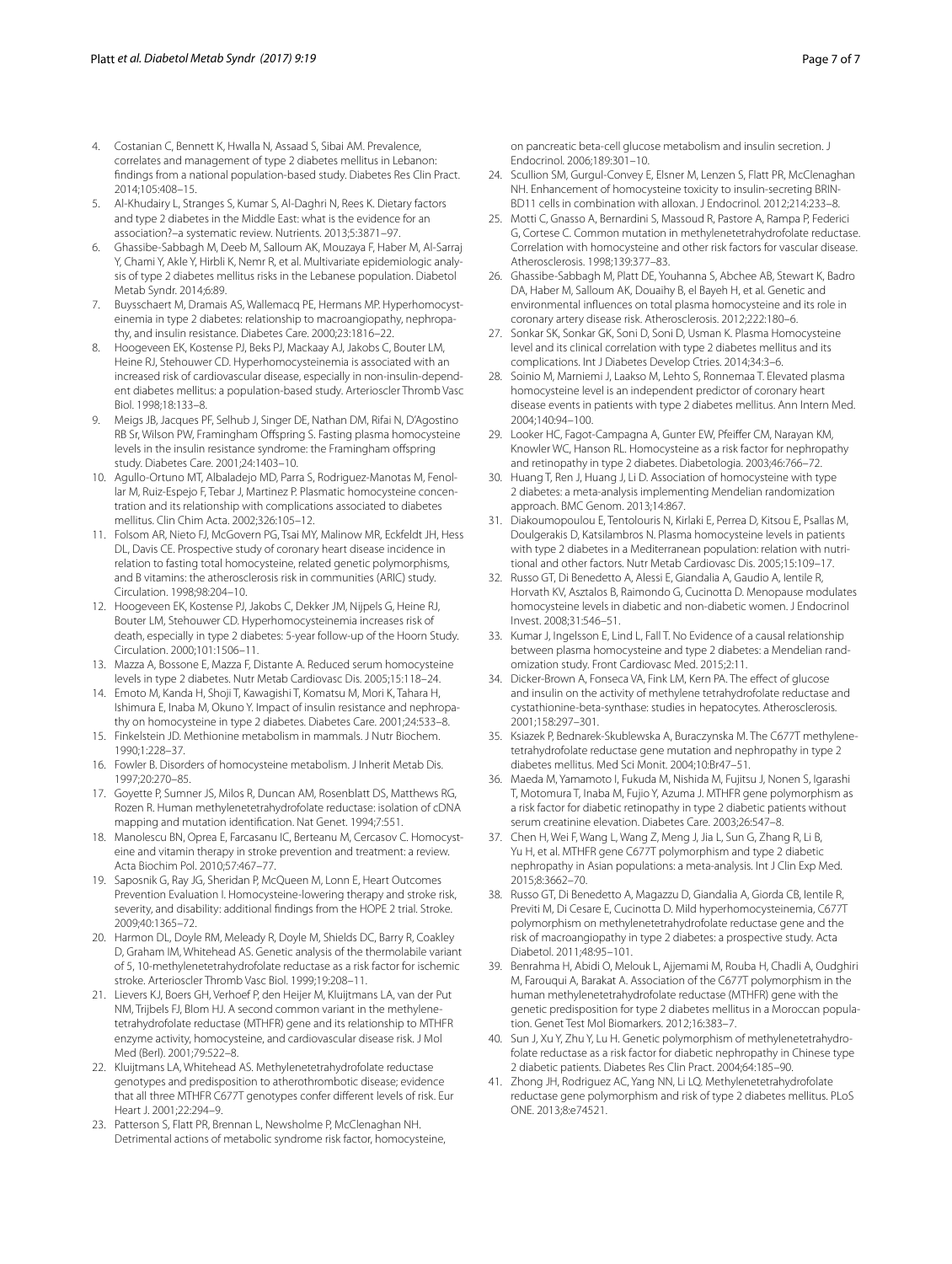4. Costanian C, Bennett K, Hwalla N, Assaad S, Sibai AM. Prevalence, correlates and management of type 2 diabetes mellitus in Lebanon: findings from a national population-based study. Diabetes Res Clin Pract. 2014;105:408–15.
5. Al-Khudairy L, Stranges S, Kumar S, Al-Daghri N, Rees K. Dietary factors and type 2 diabetes in the Middle East: what is the evidence for an association?–a systematic review. Nutrients. 2013;5:3871–97.
6. Ghassibe-Sabbagh M, Deeb M, Salloum AK, Mouzaya F, Haber M, Al-Sarraj Y, Chami Y, Akle Y, Hirbli K, Nemr R, et al. Multivariate epidemiologic analysis of type 2 diabetes mellitus risks in the Lebanese population. Diabetol Metab Syndr. 2014;6:89.
7. Buysschaert M, Dramais AS, Wallemacq PE, Hermans MP. Hyperhomocysteinemia in type 2 diabetes: relationship to macroangiopathy, nephropathy, and insulin resistance. Diabetes Care. 2000;23:1816–22.
8. Hoogeveen EK, Kostense PJ, Beks PJ, Mackaay AJ, Jakobs C, Bouter LM, Heine RJ, Stehouwer CD. Hyperhomocysteinemia is associated with an increased risk of cardiovascular disease, especially in non-insulin-dependent diabetes mellitus: a population-based study. Arterioscler Thromb Vasc Biol. 1998;18:133–8.
9. Meigs JB, Jacques PF, Selhub J, Singer DE, Nathan DM, Rifai N, D'Agostino RB Sr, Wilson PW, Framingham Offspring S. Fasting plasma homocysteine levels in the insulin resistance syndrome: the Framingham offspring study. Diabetes Care. 2001;24:1403–10.
10. Agullo-Ortuno MT, Albaladejo MD, Parra S, Rodriguez-Manotas M, Fenollar M, Ruiz-Espejo F, Tebar J, Martinez P. Plasmatic homocysteine concentration and its relationship with complications associated to diabetes mellitus. Clin Chim Acta. 2002;326:105–12.
11. Folsom AR, Nieto FJ, McGovern PG, Tsai MY, Malinow MR, Eckfeldt JH, Hess DL, Davis CE. Prospective study of coronary heart disease incidence in relation to fasting total homocysteine, related genetic polymorphisms, and B vitamins: the atherosclerosis risk in communities (ARIC) study. Circulation. 1998;98:204–10.
12. Hoogeveen EK, Kostense PJ, Jakobs C, Dekker JM, Nijpels G, Heine RJ, Bouter LM, Stehouwer CD. Hyperhomocysteinemia increases risk of death, especially in type 2 diabetes: 5-year follow-up of the Hoorn Study. Circulation. 2000;101:1506–11.
13. Mazza A, Bossone E, Mazza F, Distante A. Reduced serum homocysteine levels in type 2 diabetes. Nutr Metab Cardiovasc Dis. 2005;15:118–24.
14. Emoto M, Kanda H, Shoji T, Kawagishi T, Komatsu M, Mori K, Tahara H, Ishimura E, Inaba M, Okuno Y. Impact of insulin resistance and nephropathy on homocysteine in type 2 diabetes. Diabetes Care. 2001;24:533–8.
15. Finkelstein JD. Methionine metabolism in mammals. J Nutr Biochem. 1990;1:228–37.
16. Fowler B. Disorders of homocysteine metabolism. J Inherit Metab Dis. 1997;20:270–85.
17. Goyette P, Sumner JS, Milos R, Duncan AM, Rosenblatt DS, Matthews RG, Rozen R. Human methylenetetrahydrofolate reductase: isolation of cDNA mapping and mutation identification. Nat Genet. 1994;7:551.
18. Manolescu BN, Oprea E, Farcasanu IC, Berteanu M, Cercasov C. Homocysteine and vitamin therapy in stroke prevention and treatment: a review. Acta Biochim Pol. 2010;57:467–77.
19. Saposnik G, Ray JG, Sheridan P, McQueen M, Lonn E, Heart Outcomes Prevention Evaluation I. Homocysteine-lowering therapy and stroke risk, severity, and disability: additional findings from the HOPE 2 trial. Stroke. 2009;40:1365–72.
20. Harmon DL, Doyle RM, Meleady R, Doyle M, Shields DC, Barry R, Coakley D, Graham IM, Whitehead AS. Genetic analysis of the thermolabile variant of 5, 10-methylenetetrahydrofolate reductase as a risk factor for ischemic stroke. Arterioscler Thromb Vasc Biol. 1999;19:208–11.
21. Lievers KJ, Boers GH, Verhoef P, den Heijer M, Kluijtmans LA, van der Put NM, Trijbels FJ, Blom HJ. A second common variant in the methylenetetrahydrofolate reductase (MTHFR) gene and its relationship to MTHFR enzyme activity, homocysteine, and cardiovascular disease risk. J Mol Med (Berl). 2001;79:522–8.
22. Kluijtmans LA, Whitehead AS. Methylenetetrahydrofolate reductase genotypes and predisposition to atherothrombotic disease; evidence that all three MTHFR C677T genotypes confer different levels of risk. Eur Heart J. 2001;22:294–9.
23. Patterson S, Flatt PR, Brennan L, Newsholme P, McClenaghan NH. Detrimental actions of metabolic syndrome risk factor, homocysteine, on pancreatic beta-cell glucose metabolism and insulin secretion. J Endocrinol. 2006;189:301–10.
24. Scullion SM, Gurgul-Convey E, Elsner M, Lenzen S, Flatt PR, McClenaghan NH. Enhancement of homocysteine toxicity to insulin-secreting BRIN-BD11 cells in combination with alloxan. J Endocrinol. 2012;214:233–8.
25. Motti C, Gnasso A, Bernardini S, Massoud R, Pastore A, Rampa P, Federici G, Cortese C. Common mutation in methylenetetrahydrofolate reductase. Correlation with homocysteine and other risk factors for vascular disease. Atherosclerosis. 1998;139:377–83.
26. Ghassibe-Sabbagh M, Platt DE, Youhanna S, Abchee AB, Stewart K, Badro DA, Haber M, Salloum AK, Douaihy B, el Bayeh H, et al. Genetic and environmental influences on total plasma homocysteine and its role in coronary artery disease risk. Atherosclerosis. 2012;222:180–6.
27. Sonkar SK, Sonkar GK, Soni D, Soni D, Usman K. Plasma Homocysteine level and its clinical correlation with type 2 diabetes mellitus and its complications. Int J Diabetes Develop Ctries. 2014;34:3–6.
28. Soinio M, Marniemi J, Laakso M, Lehto S, Ronnemaa T. Elevated plasma homocysteine level is an independent predictor of coronary heart disease events in patients with type 2 diabetes mellitus. Ann Intern Med. 2004;140:94–100.
29. Looker HC, Fagot-Campagna A, Gunter EW, Pfeiffer CM, Narayan KM, Knowler WC, Hanson RL. Homocysteine as a risk factor for nephropathy and retinopathy in type 2 diabetes. Diabetologia. 2003;46:766–72.
30. Huang T, Ren J, Huang J, Li D. Association of homocysteine with type 2 diabetes: a meta-analysis implementing Mendelian randomization approach. BMC Genom. 2013;14:867.
31. Diakoumopoulou E, Tentolouris N, Kirlaki E, Perrea D, Kitsou E, Psallas M, Doulgerakis D, Katsilambros N. Plasma homocysteine levels in patients with type 2 diabetes in a Mediterranean population: relation with nutritional and other factors. Nutr Metab Cardiovasc Dis. 2005;15:109–17.
32. Russo GT, Di Benedetto A, Alessi E, Giandalia A, Gaudio A, Ientile R, Horvath KV, Asztalos B, Raimondo G, Cucinotta D. Menopause modulates homocysteine levels in diabetic and non-diabetic women. J Endocrinol Invest. 2008;31:546–51.
33. Kumar J, Ingelsson E, Lind L, Fall T. No Evidence of a causal relationship between plasma homocysteine and type 2 diabetes: a Mendelian randomization study. Front Cardiovasc Med. 2015;2:11.
34. Dicker-Brown A, Fonseca VA, Fink LM, Kern PA. The effect of glucose and insulin on the activity of methylene tetrahydrofolate reductase and cystathionine-beta-synthase: studies in hepatocytes. Atherosclerosis. 2001;158:297–301.
35. Ksiazek P, Bednarek-Skublewska A, Buraczynska M. The C677T methylenetetrahydrofolate reductase gene mutation and nephropathy in type 2 diabetes mellitus. Med Sci Monit. 2004;10:Br47–51.
36. Maeda M, Yamamoto I, Fukuda M, Nishida M, Fujitsu J, Nonen S, Igarashi T, Motomura T, Inaba M, Fujio Y, Azuma J. MTHFR gene polymorphism as a risk factor for diabetic retinopathy in type 2 diabetic patients without serum creatinine elevation. Diabetes Care. 2003;26:547–8.
37. Chen H, Wei F, Wang L, Wang Z, Meng J, Jia L, Sun G, Zhang R, Li B, Yu H, et al. MTHFR gene C677T polymorphism and type 2 diabetic nephropathy in Asian populations: a meta-analysis. Int J Clin Exp Med. 2015;8:3662–70.
38. Russo GT, Di Benedetto A, Magazzu D, Giandalia A, Giorda CB, Ientile R, Previti M, Di Cesare E, Cucinotta D. Mild hyperhomocysteinemia, C677T polymorphism on methylenetetrahydrofolate reductase gene and the risk of macroangiopathy in type 2 diabetes: a prospective study. Acta Diabetol. 2011;48:95–101.
39. Benrahma H, Abidi O, Melouk L, Ajjemami M, Rouba H, Chadli A, Oudghiri M, Farouqui A, Barakat A. Association of the C677T polymorphism in the human methylenetetrahydrofolate reductase (MTHFR) gene with the genetic predisposition for type 2 diabetes mellitus in a Moroccan population. Genet Test Mol Biomarkers. 2012;16:383–7.
40. Sun J, Xu Y, Zhu Y, Lu H. Genetic polymorphism of methylenetetrahydrofolate reductase as a risk factor for diabetic nephropathy in Chinese type 2 diabetic patients. Diabetes Res Clin Pract. 2004;64:185–90.
41. Zhong JH, Rodriguez AC, Yang NN, Li LQ. Methylenetetrahydrofolate reductase gene polymorphism and risk of type 2 diabetes mellitus. PLoS ONE. 2013;8:e74521.